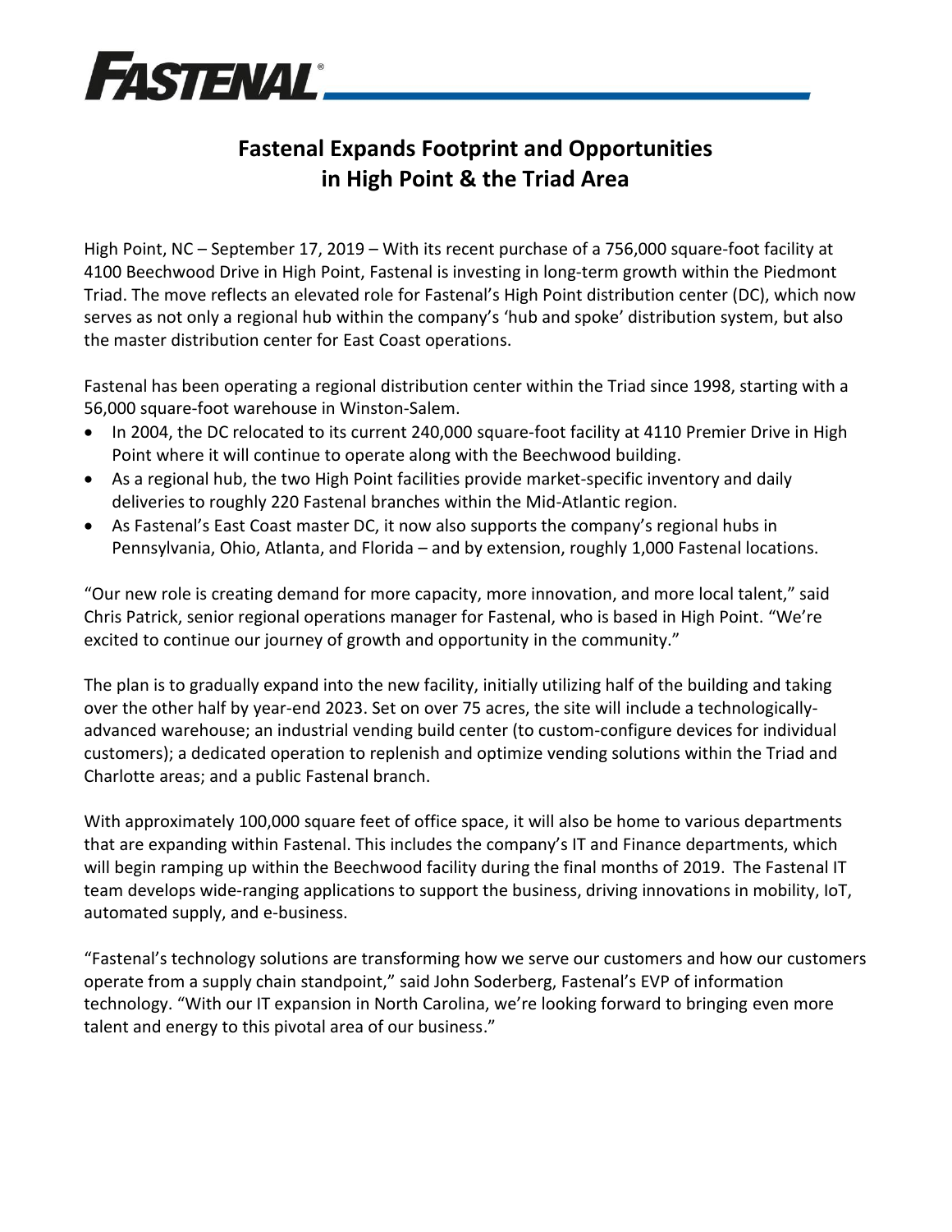FASTENAL

# Fastenal Expands Footprint and Opportunities in High Point & the Triad Area

High Point, NC – September 17, 2019 – With its recent purchase of a 756,000 square-foot facility at 4100 Beechwood Drive in High Point, Fastenal is investing in long-term growth within the Piedmont Triad. The move reflects an elevated role for Fastenal's High Point distribution center (DC), which now serves as not only a regional hub within the company's 'hub and spoke' distribution system, but also the master distribution center for East Coast operations.

Fastenal has been operating a regional distribution center within the Triad since 1998, starting with a 56,000 square-foot warehouse in Winston-Salem.

- In 2004, the DC relocated to its current 240,000 square-foot facility at 4110 Premier Drive in High Point where it will continue to operate along with the Beechwood building.
- As a regional hub, the two High Point facilities provide market-specific inventory and daily deliveries to roughly 220 Fastenal branches within the Mid-Atlantic region.
- As Fastenal's East Coast master DC, it now also supports the company's regional hubs in Pennsylvania, Ohio, Atlanta, and Florida – and by extension, roughly 1,000 Fastenal locations.

"Our new role is creating demand for more capacity, more innovation, and more local talent," said Chris Patrick, senior regional operations manager for Fastenal, who is based in High Point. "We're excited to continue our journey of growth and opportunity in the community."

The plan is to gradually expand into the new facility, initially utilizing half of the building and taking over the other half by year-end 2023. Set on over 75 acres, the site will include a technologically-advanced warehouse; an industrial vending build center (to custom-configure devices for individual customers); a dedicated operation to replenish and optimize vending solutions within the Triad and Charlotte areas; and a public Fastenal branch.

With approximately 100,000 square feet of office space, it will also be home to various departments that are expanding within Fastenal. This includes the company's IT and Finance departments, which will begin ramping up within the Beechwood facility during the final months of 2019. The Fastenal IT team develops wide-ranging applications to support the business, driving innovations in mobility, IoT, automated supply, and e-business.

"Fastenal's technology solutions are transforming how we serve our customers and how our customers operate from a supply chain standpoint," said John Soderberg, Fastenal's EVP of information technology. "With our IT expansion in North Carolina, we're looking forward to bringing even more talent and energy to this pivotal area of our business."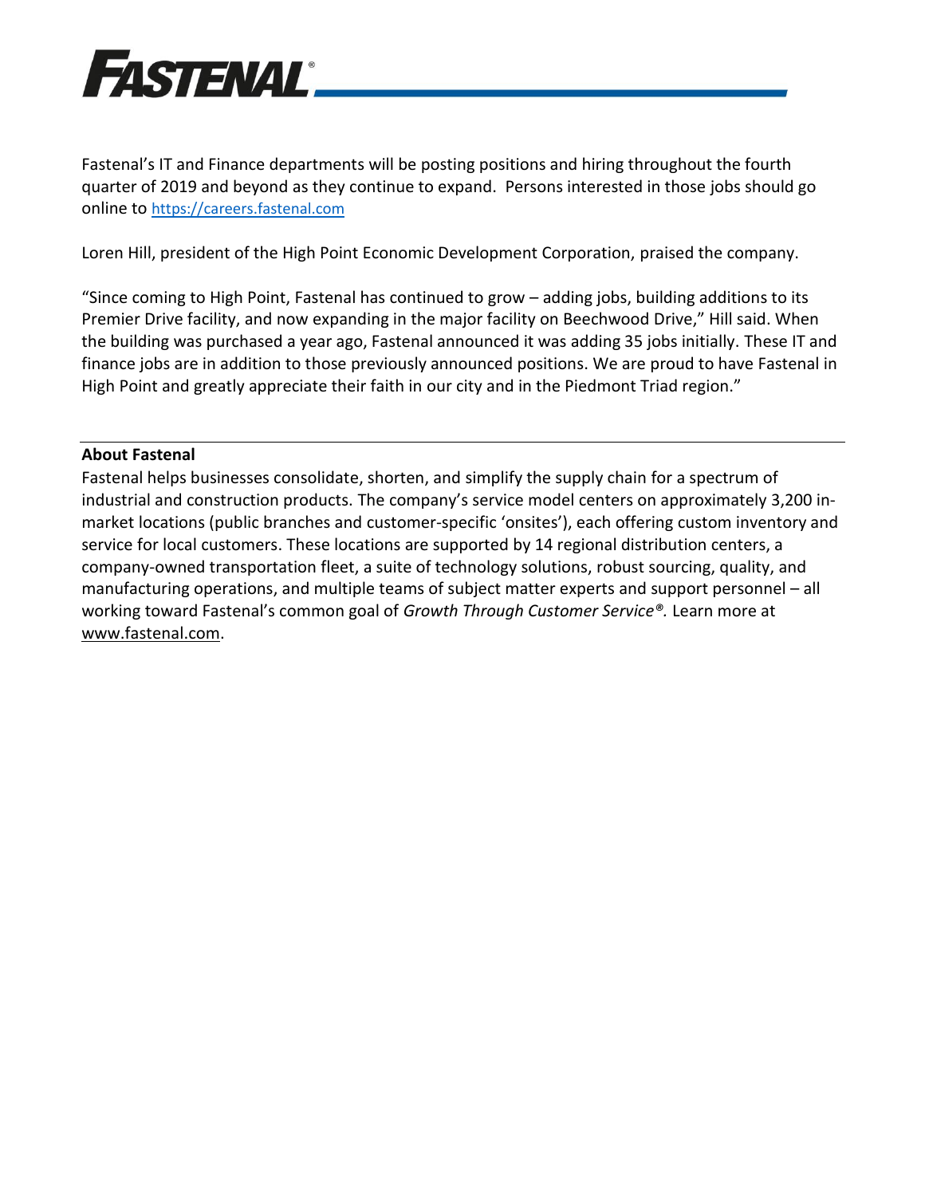Fastenal's IT and Finance departments will be posting positions and hiring throughout the fourth quarter of 2019 and beyond as they continue to expand. Persons interested in those jobs should go online to https://careers.fastenal.com

Loren Hill, president of the High Point Economic Development Corporation, praised the company.

"Since coming to High Point, Fastenal has continued to grow – adding jobs, building additions to its Premier Drive facility, and now expanding in the major facility on Beechwood Drive," Hill said. When the building was purchased a year ago, Fastenal announced it was adding 35 jobs initially. These IT and finance jobs are in addition to those previously announced positions. We are proud to have Fastenal in High Point and greatly appreciate their faith in our city and in the Piedmont Triad region."

---

**About Fastenal**

Fastenal helps businesses consolidate, shorten, and simplify the supply chain for a spectrum of industrial and construction products. The company's service model centers on approximately 3,200 in-market locations (public branches and customer-specific 'onsites'), each offering custom inventory and service for local customers. These locations are supported by 14 regional distribution centers, a company-owned transportation fleet, a suite of technology solutions, robust sourcing, quality, and manufacturing operations, and multiple teams of subject matter experts and support personnel – all working toward Fastenal's common goal of *Growth Through Customer Service®.* Learn more at www.fastenal.com.